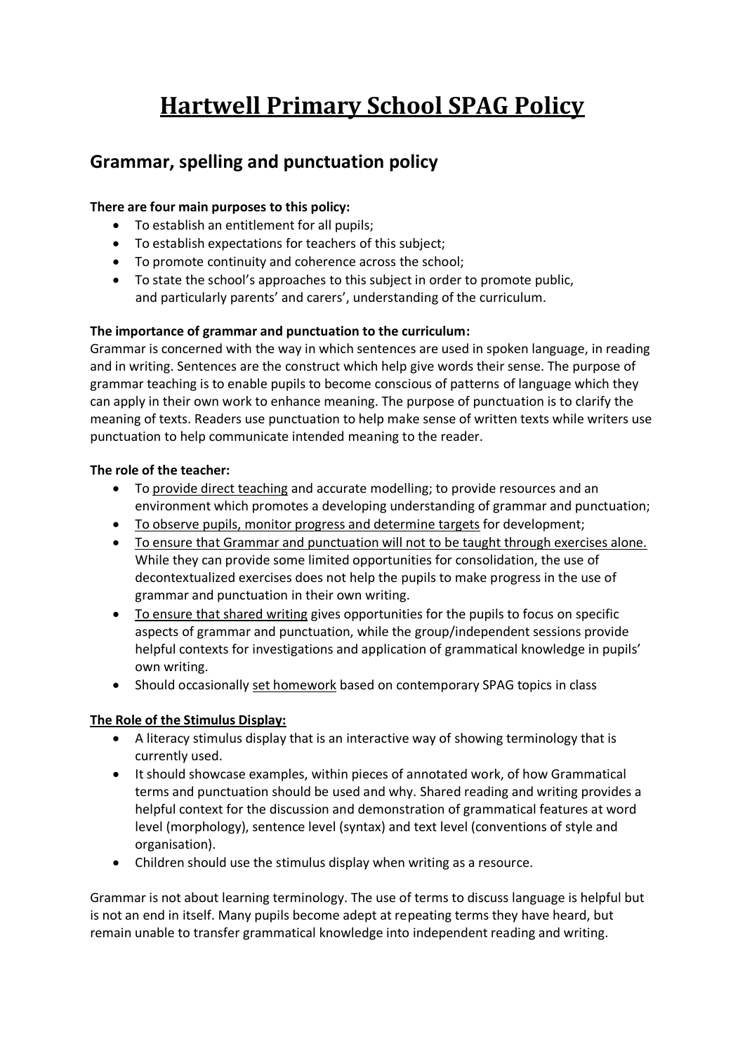# Hartwell Primary School SPAG Policy

## Grammar, spelling and punctuation policy

**There are four main purposes to this policy:**

- To establish an entitlement for all pupils;
- To establish expectations for teachers of this subject;
- To promote continuity and coherence across the school;
- To state the school's approaches to this subject in order to promote public, and particularly parents' and carers', understanding of the curriculum.

**The importance of grammar and punctuation to the curriculum:**
Grammar is concerned with the way in which sentences are used in spoken language, in reading and in writing. Sentences are the construct which help give words their sense. The purpose of grammar teaching is to enable pupils to become conscious of patterns of language which they can apply in their own work to enhance meaning. The purpose of punctuation is to clarify the meaning of texts. Readers use punctuation to help make sense of written texts while writers use punctuation to help communicate intended meaning to the reader.

**The role of the teacher:**

- To <u>provide direct teaching</u> and accurate modelling; to provide resources and an environment which promotes a developing understanding of grammar and punctuation;
- <u>To observe pupils, monitor progress and determine targets</u> for development;
- <u>To ensure that Grammar and punctuation will not to be taught through exercises alone.</u> While they can provide some limited opportunities for consolidation, the use of decontextualized exercises does not help the pupils to make progress in the use of grammar and punctuation in their own writing.
- <u>To ensure that shared writing</u> gives opportunities for the pupils to focus on specific aspects of grammar and punctuation, while the group/independent sessions provide helpful contexts for investigations and application of grammatical knowledge in pupils' own writing.
- Should occasionally <u>set homework</u> based on contemporary SPAG topics in class

**<u>The Role of the Stimulus Display:</u>**

- A literacy stimulus display that is an interactive way of showing terminology that is currently used.
- It should showcase examples, within pieces of annotated work, of how Grammatical terms and punctuation should be used and why. Shared reading and writing provides a helpful context for the discussion and demonstration of grammatical features at word level (morphology), sentence level (syntax) and text level (conventions of style and organisation).
- Children should use the stimulus display when writing as a resource.

Grammar is not about learning terminology. The use of terms to discuss language is helpful but is not an end in itself. Many pupils become adept at repeating terms they have heard, but remain unable to transfer grammatical knowledge into independent reading and writing.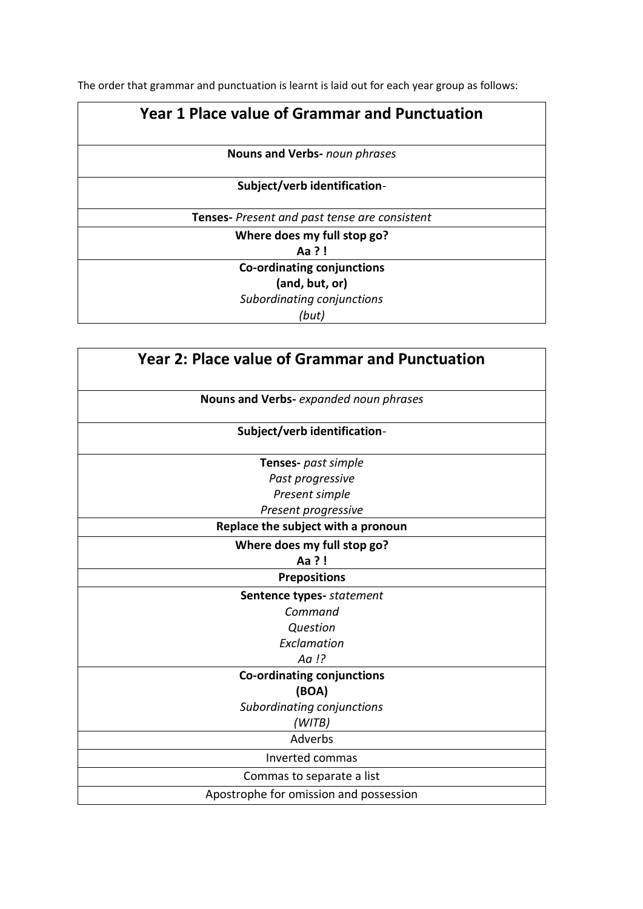The order that grammar and punctuation is learnt is laid out for each year group as follows:

| Year 1 Place value of Grammar and Punctuation |
| --- |
| **Nouns and Verbs-** *noun phrases* |
| **Subject/verb identification**- |
| **Tenses-** *Present and past tense are consistent* |
| **Where does my full stop go?**<br>**Aa ? !** |
| **Co-ordinating conjunctions**<br>**(and, but, or)**<br>*Subordinating conjunctions*<br>*(but)* |

| Year 2: Place value of Grammar and Punctuation |
| --- |
| **Nouns and Verbs-** *expanded noun phrases* |
| **Subject/verb identification**- |
| **Tenses-** *past simple*<br>*Past progressive*<br>*Present simple*<br>*Present progressive* |
| **Replace the subject with a pronoun** |
| **Where does my full stop go?**<br>**Aa ? !** |
| **Prepositions** |
| **Sentence types-** *statement*<br>*Command*<br>*Question*<br>*Exclamation*<br>*Aa !?* |
| **Co-ordinating conjunctions**<br>**(BOA)**<br>*Subordinating conjunctions*<br>*(WITB)* |
| Adverbs |
| Inverted commas |
| Commas to separate a list |
| Apostrophe for omission and possession |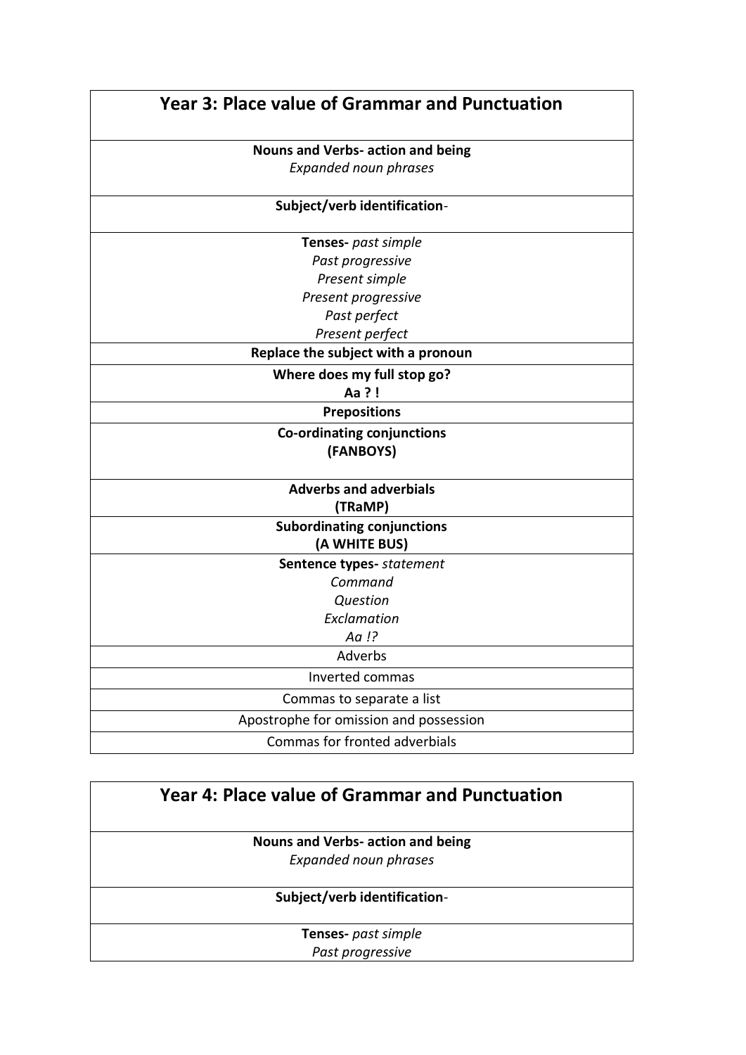| Year 3: Place value of Grammar and Punctuation |
|---|
| **Nouns and Verbs- action and being**<br>*Expanded noun phrases* |
| **Subject/verb identification**- |
| **Tenses-** *past simple*<br>*Past progressive*<br>*Present simple*<br>*Present progressive*<br>*Past perfect*<br>*Present perfect* |
| **Replace the subject with a pronoun** |
| **Where does my full stop go?**<br>**Aa ? !** |
| **Prepositions** |
| **Co-ordinating conjunctions**<br>**(FANBOYS)** |
| **Adverbs and adverbials**<br>**(TRaMP)** |
| **Subordinating conjunctions**<br>**(A WHITE BUS)** |
| **Sentence types-** *statement*<br>*Command*<br>*Question*<br>*Exclamation*<br>*Aa !?* |
| Adverbs |
| Inverted commas |
| Commas to separate a list |
| Apostrophe for omission and possession |
| Commas for fronted adverbials |

| Year 4: Place value of Grammar and Punctuation |
|---|
| **Nouns and Verbs- action and being**<br>*Expanded noun phrases* |
| **Subject/verb identification**- |
| **Tenses-** *past simple*<br>*Past progressive* |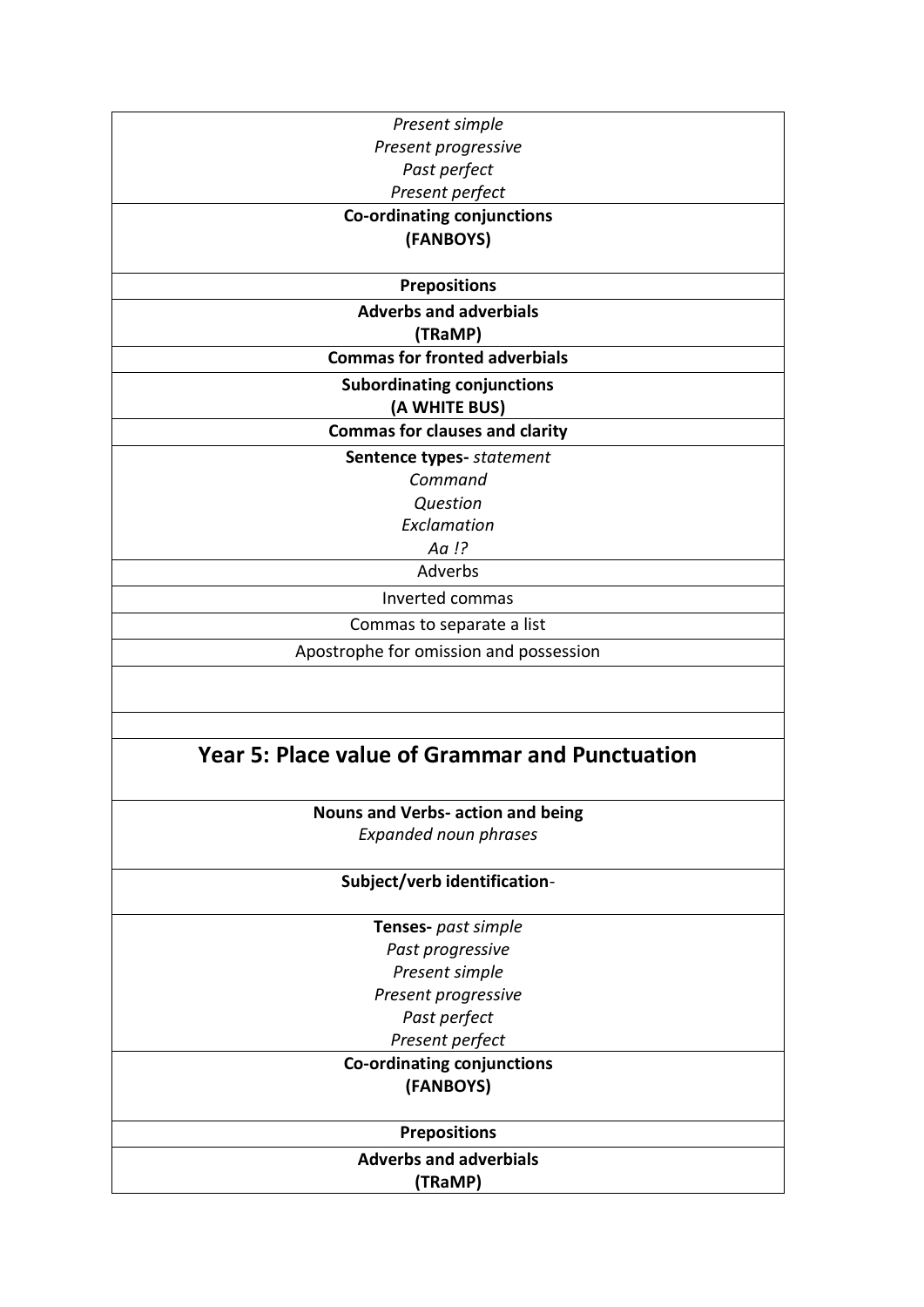| |
|---|
| *Present simple*<br>*Present progressive*<br>*Past perfect*<br>*Present perfect* |
| **Co-ordinating conjunctions**<br>**(FANBOYS)** |
| **Prepositions** |
| **Adverbs and adverbials**<br>**(TRaMP)** |
| **Commas for fronted adverbials** |
| **Subordinating conjunctions**<br>**(A WHITE BUS)** |
| **Commas for clauses and clarity** |
| **Sentence types-** *statement*<br>*Command*<br>*Question*<br>*Exclamation*<br>*Aa !?* |
| Adverbs |
| Inverted commas |
| Commas to separate a list |
| Apostrophe for omission and possession |
| |
| |

## Year 5: Place value of Grammar and Punctuation

| |
|---|
| **Nouns and Verbs- action and being**<br>*Expanded noun phrases* |
| **Subject/verb identification**- |
| **Tenses-** *past simple*<br>*Past progressive*<br>*Present simple*<br>*Present progressive*<br>*Past perfect*<br>*Present perfect* |
| **Co-ordinating conjunctions**<br>**(FANBOYS)** |
| **Prepositions** |
| **Adverbs and adverbials**<br>**(TRaMP)** |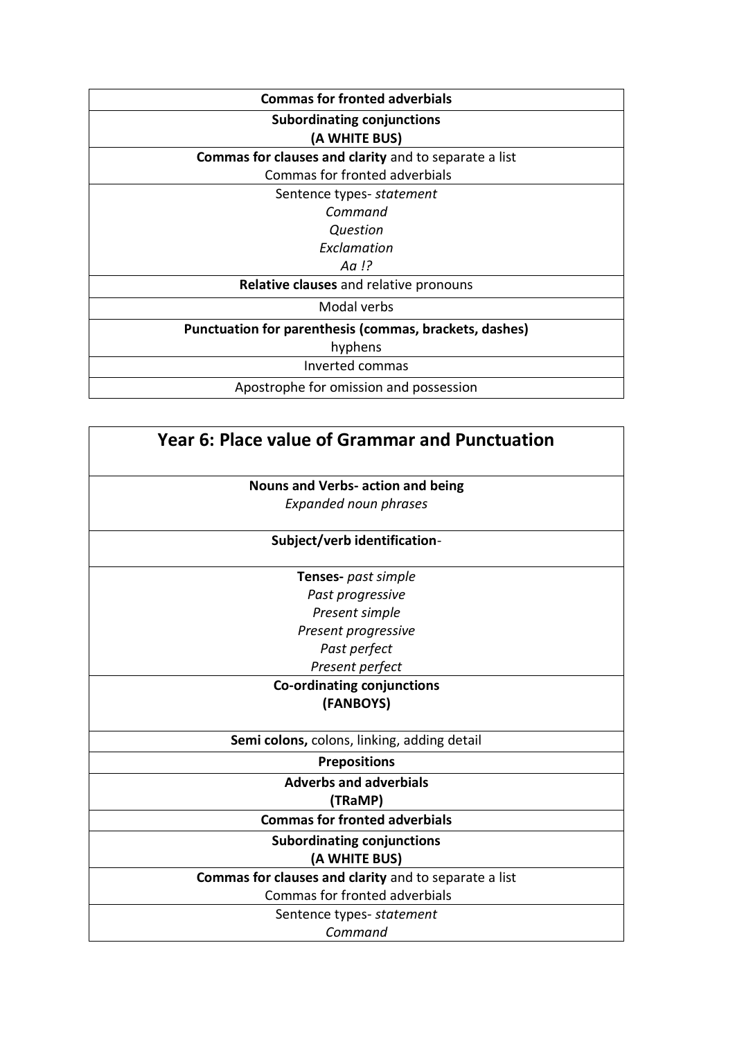| Commas for fronted adverbials |
|---|
| **Subordinating conjunctions**<br>**(A WHITE BUS)** |
| **Commas for clauses and clarity** and to separate a list<br>Commas for fronted adverbials |
| Sentence types- *statement*<br>*Command*<br>*Question*<br>*Exclamation*<br>*Aa !?* |
| **Relative clauses** and relative pronouns |
| Modal verbs |
| **Punctuation for parenthesis (commas, brackets, dashes)**<br>hyphens |
| Inverted commas |
| Apostrophe for omission and possession |

| Year 6: Place value of Grammar and Punctuation |
|---|
| **Nouns and Verbs- action and being**<br>*Expanded noun phrases* |
| **Subject/verb identification**- |
| **Tenses-** *past simple*<br>*Past progressive*<br>*Present simple*<br>*Present progressive*<br>*Past perfect*<br>*Present perfect* |
| **Co-ordinating conjunctions**<br>**(FANBOYS)** |
| **Semi colons,** colons, linking, adding detail |
| **Prepositions** |
| **Adverbs and adverbials**<br>**(TRaMP)** |
| **Commas for fronted adverbials** |
| **Subordinating conjunctions**<br>**(A WHITE BUS)** |
| **Commas for clauses and clarity** and to separate a list<br>Commas for fronted adverbials |
| Sentence types- *statement*<br>*Command* |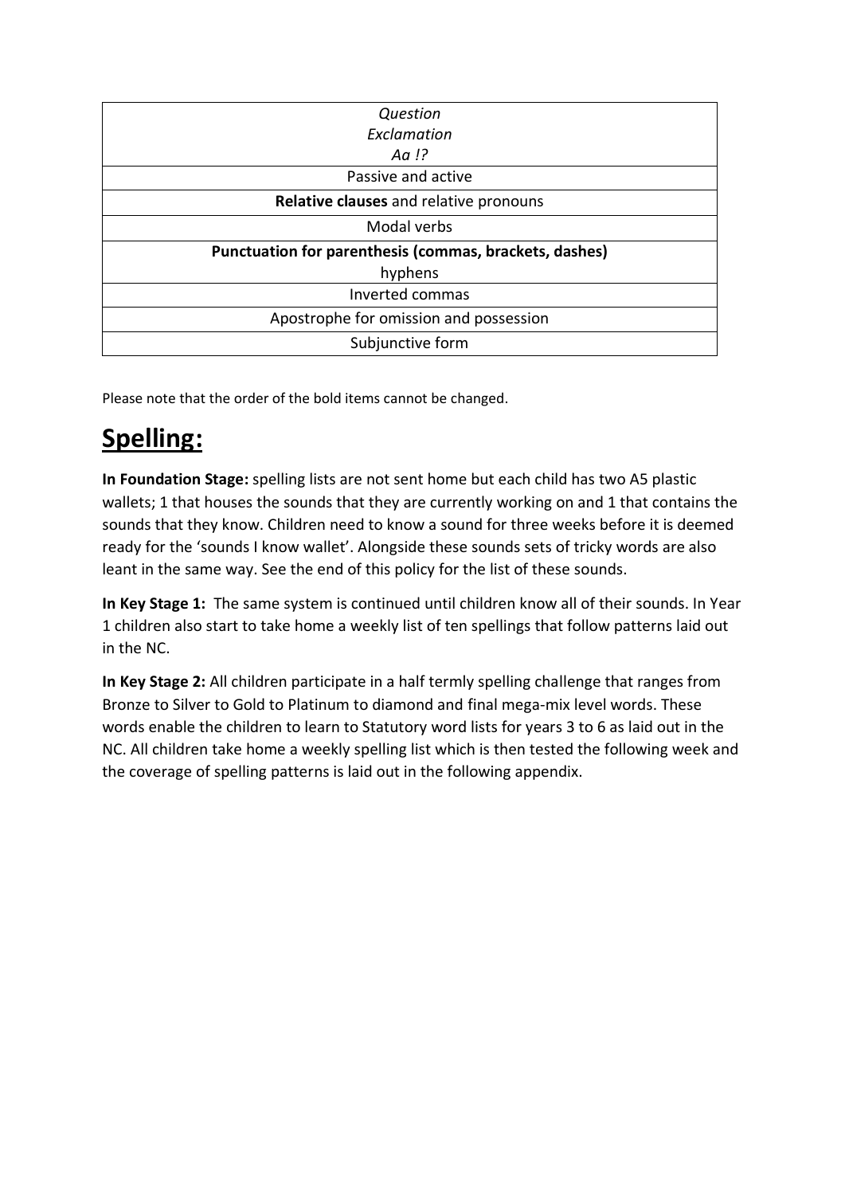| |
|---|
| *Question*<br>*Exclamation*<br>*Aa !?* |
| Passive and active |
| **Relative clauses** and relative pronouns |
| Modal verbs |
| **Punctuation for parenthesis (commas, brackets, dashes)**<br>hyphens |
| Inverted commas |
| Apostrophe for omission and possession |
| Subjunctive form |

Please note that the order of the bold items cannot be changed.

# Spelling:

**In Foundation Stage:** spelling lists are not sent home but each child has two A5 plastic wallets; 1 that houses the sounds that they are currently working on and 1 that contains the sounds that they know. Children need to know a sound for three weeks before it is deemed ready for the 'sounds I know wallet'. Alongside these sounds sets of tricky words are also leant in the same way. See the end of this policy for the list of these sounds.

**In Key Stage 1:** The same system is continued until children know all of their sounds. In Year 1 children also start to take home a weekly list of ten spellings that follow patterns laid out in the NC.

**In Key Stage 2:** All children participate in a half termly spelling challenge that ranges from Bronze to Silver to Gold to Platinum to diamond and final mega-mix level words. These words enable the children to learn to Statutory word lists for years 3 to 6 as laid out in the NC. All children take home a weekly spelling list which is then tested the following week and the coverage of spelling patterns is laid out in the following appendix.